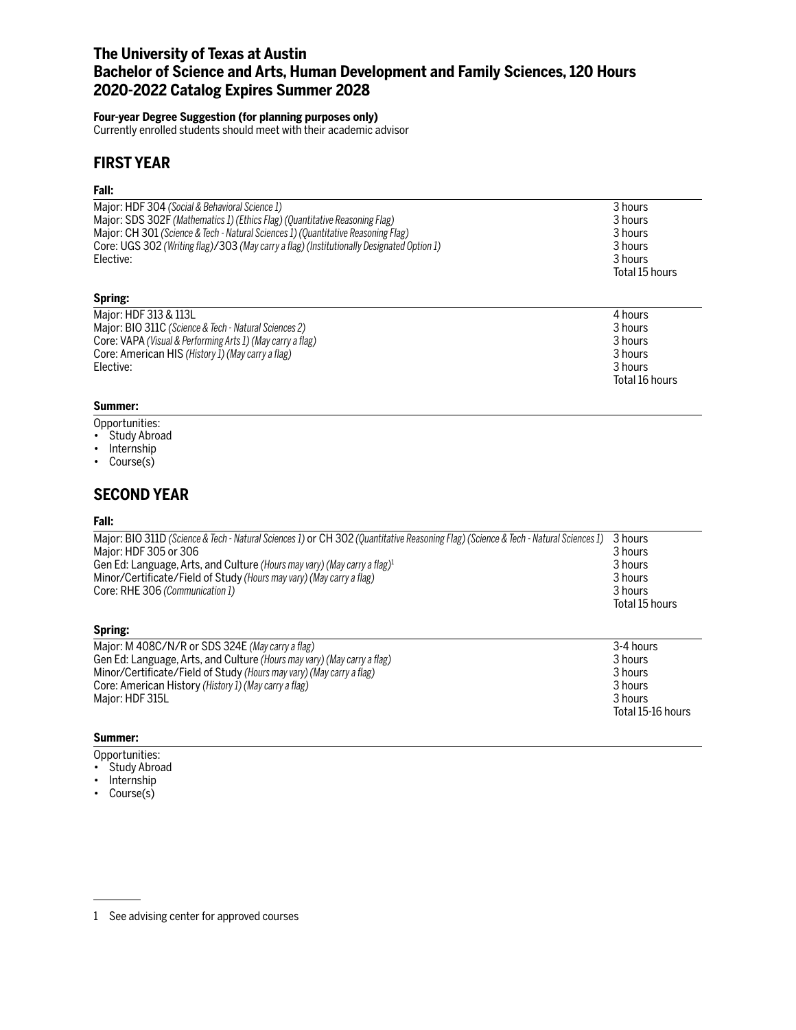# The University of Texas at Austin
# Bachelor of Science and Arts, Human Development and Family Sciences, 120 Hours
# 2020-2022 Catalog Expires Summer 2028

**Four-year Degree Suggestion (for planning purposes only)**
Currently enrolled students should meet with their academic advisor

## FIRST YEAR

### Fall:

| | |
|---|---|
| Major: HDF 304 *(Social & Behavioral Science 1)* | 3 hours |
| Major: SDS 302F *(Mathematics 1) (Ethics Flag) (Quantitative Reasoning Flag)* | 3 hours |
| Major: CH 301 *(Science & Tech - Natural Sciences 1) (Quantitative Reasoning Flag)* | 3 hours |
| Core: UGS 302 *(Writing flag)*/303 *(May carry a flag) (Institutionally Designated Option 1)* | 3 hours |
| Elective: | 3 hours |
| | Total 15 hours |

### Spring:

| | |
|---|---|
| Major: HDF 313 & 113L | 4 hours |
| Major: BIO 311C *(Science & Tech - Natural Sciences 2)* | 3 hours |
| Core: VAPA *(Visual & Performing Arts 1) (May carry a flag)* | 3 hours |
| Core: American HIS *(History 1) (May carry a flag)* | 3 hours |
| Elective: | 3 hours |
| | Total 16 hours |

### Summer:

Opportunities:
- Study Abroad
- Internship
- Course(s)

## SECOND YEAR

### Fall:

| | |
|---|---|
| Major: BIO 311D *(Science & Tech - Natural Sciences 1)* or CH 302 *(Quantitative Reasoning Flag) (Science & Tech - Natural Sciences 1)* | 3 hours |
| Major: HDF 305 or 306 | 3 hours |
| Gen Ed: Language, Arts, and Culture *(Hours may vary) (May carry a flag)*[1] | 3 hours |
| Minor/Certificate/Field of Study *(Hours may vary) (May carry a flag)* | 3 hours |
| Core: RHE 306 *(Communication 1)* | 3 hours |
| | Total 15 hours |

### Spring:

| | |
|---|---|
| Major: M 408C/N/R or SDS 324E *(May carry a flag)* | 3-4 hours |
| Gen Ed: Language, Arts, and Culture *(Hours may vary) (May carry a flag)* | 3 hours |
| Minor/Certificate/Field of Study *(Hours may vary) (May carry a flag)* | 3 hours |
| Core: American History *(History 1) (May carry a flag)* | 3 hours |
| Major: HDF 315L | 3 hours |
| | Total 15-16 hours |

### Summer:

Opportunities:
- Study Abroad
- Internship
- Course(s)

---

1 See advising center for approved courses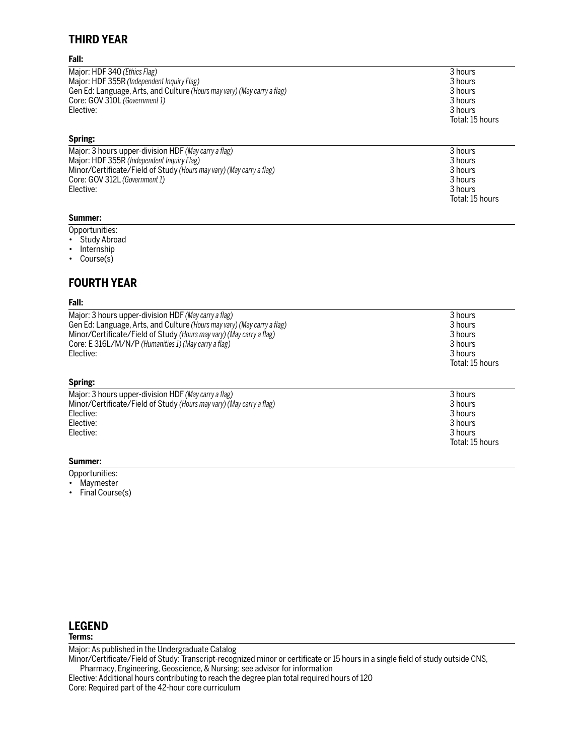## THIRD YEAR

**Fall:**

| | |
|---|---|
| Major: HDF 340 *(Ethics Flag)* | 3 hours |
| Major: HDF 355R *(Independent Inquiry Flag)* | 3 hours |
| Gen Ed: Language, Arts, and Culture *(Hours may vary) (May carry a flag)* | 3 hours |
| Core: GOV 310L *(Government 1)* | 3 hours |
| Elective: | 3 hours |
| | Total: 15 hours |

**Spring:**

| | |
|---|---|
| Major: 3 hours upper-division HDF *(May carry a flag)* | 3 hours |
| Major: HDF 355R *(Independent Inquiry Flag)* | 3 hours |
| Minor/Certificate/Field of Study *(Hours may vary) (May carry a flag)* | 3 hours |
| Core: GOV 312L *(Government 1)* | 3 hours |
| Elective: | 3 hours |
| | Total: 15 hours |

**Summer:**

Opportunities:

- Study Abroad
- Internship
- Course(s)

## FOURTH YEAR

**Fall:**

| | |
|---|---|
| Major: 3 hours upper-division HDF *(May carry a flag)* | 3 hours |
| Gen Ed: Language, Arts, and Culture *(Hours may vary) (May carry a flag)* | 3 hours |
| Minor/Certificate/Field of Study *(Hours may vary) (May carry a flag)* | 3 hours |
| Core: E 316L/M/N/P *(Humanities 1) (May carry a flag)* | 3 hours |
| Elective: | 3 hours |
| | Total: 15 hours |

**Spring:**

| | |
|---|---|
| Major: 3 hours upper-division HDF *(May carry a flag)* | 3 hours |
| Minor/Certificate/Field of Study *(Hours may vary) (May carry a flag)* | 3 hours |
| Elective: | 3 hours |
| Elective: | 3 hours |
| Elective: | 3 hours |
| | Total: 15 hours |

**Summer:**

Opportunities:

- Maymester
- Final Course(s)

## LEGEND

**Terms:**

Major: As published in the Undergraduate Catalog

Minor/Certificate/Field of Study: Transcript-recognized minor or certificate or 15 hours in a single field of study outside CNS, Pharmacy, Engineering, Geoscience, & Nursing; see advisor for information

Elective: Additional hours contributing to reach the degree plan total required hours of 120

Core: Required part of the 42-hour core curriculum